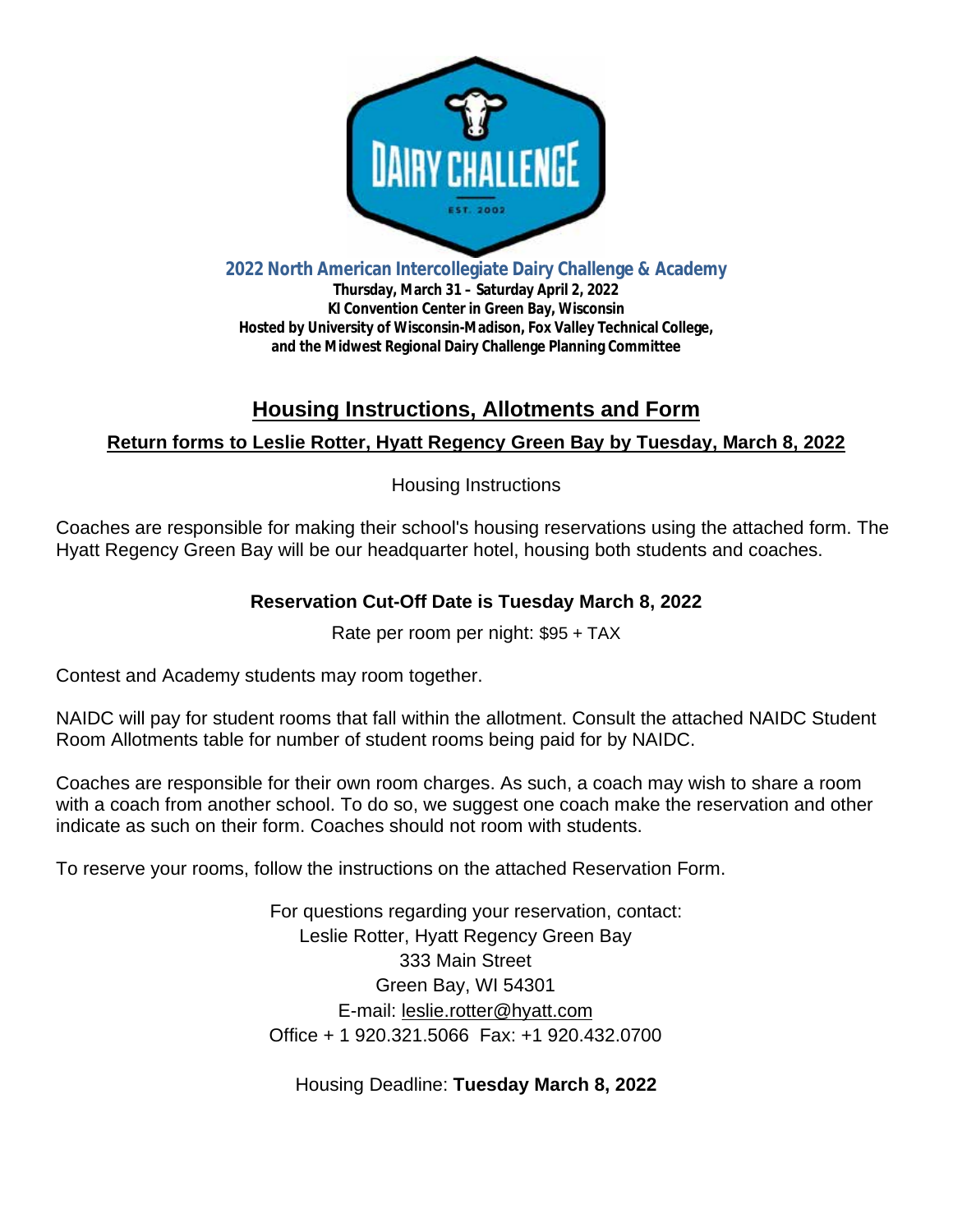**2022 North American Intercollegiate Dairy Challenge & Academy**

**Thursday, March 31 – Saturday April 2, 2022**
**KI Convention Center in Green Bay, Wisconsin**
**Hosted by University of Wisconsin-Madison, Fox Valley Technical College, and the Midwest Regional Dairy Challenge Planning Committee**

# Housing Instructions, Allotments and Form

## Return forms to Leslie Rotter, Hyatt Regency Green Bay by Tuesday, March 8, 2022

Housing Instructions

Coaches are responsible for making their school's housing reservations using the attached form. The Hyatt Regency Green Bay will be our headquarter hotel, housing both students and coaches.

**Reservation Cut-Off Date is Tuesday March 8, 2022**

Rate per room per night: $95 + TAX

Contest and Academy students may room together.

NAIDC will pay for student rooms that fall within the allotment. Consult the attached NAIDC Student Room Allotments table for number of student rooms being paid for by NAIDC.

Coaches are responsible for their own room charges. As such, a coach may wish to share a room with a coach from another school. To do so, we suggest one coach make the reservation and other indicate as such on their form. Coaches should not room with students.

To reserve your rooms, follow the instructions on the attached Reservation Form.

For questions regarding your reservation, contact:
Leslie Rotter, Hyatt Regency Green Bay
333 Main Street
Green Bay, WI 54301
E-mail: leslie.rotter@hyatt.com
Office + 1 920.321.5066 Fax: +1 920.432.0700

Housing Deadline: **Tuesday March 8, 2022**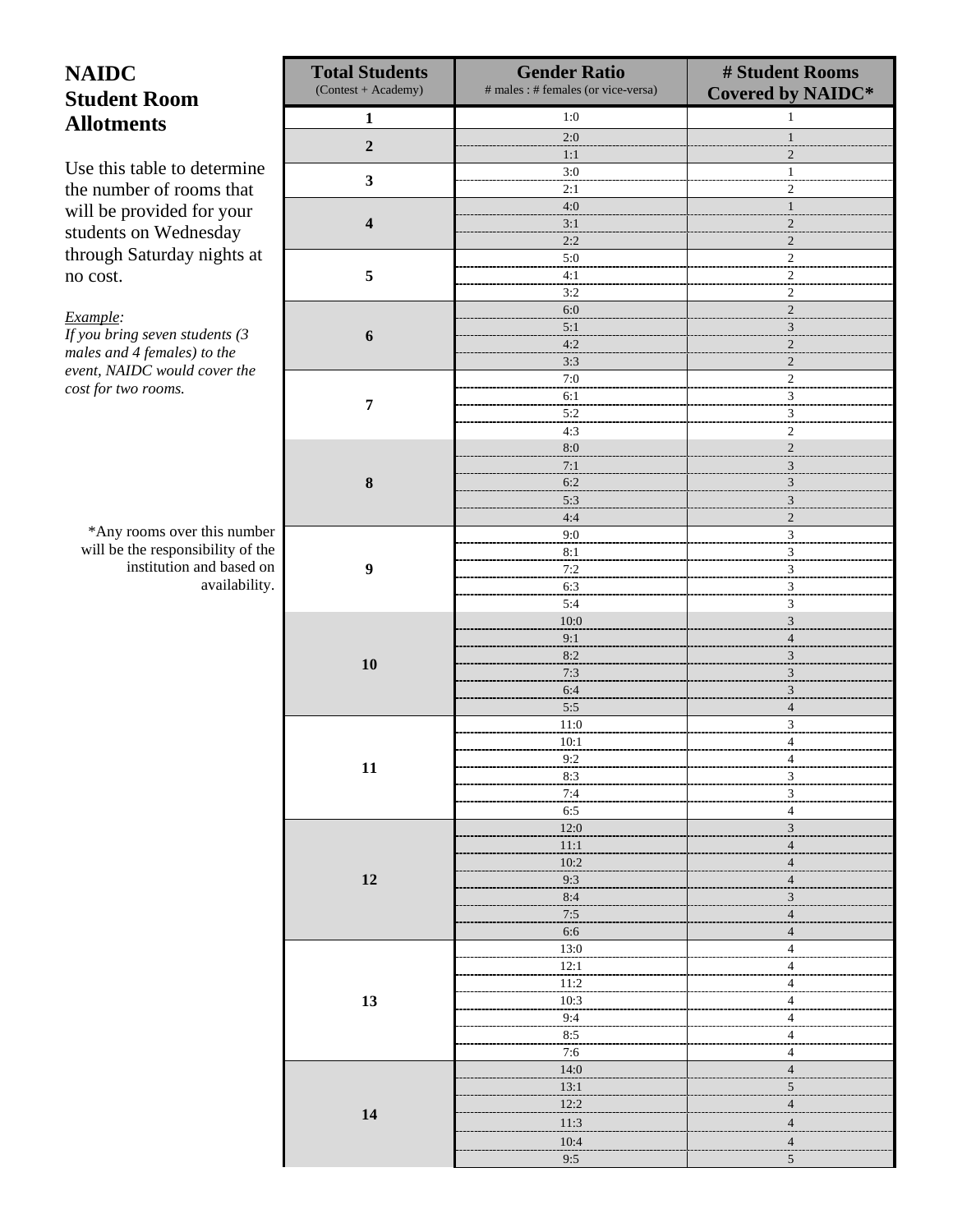# NAIDC Student Room Allotments

Use this table to determine the number of rooms that will be provided for your students on Wednesday through Saturday nights at no cost.

*Example:*
*If you bring seven students (3 males and 4 females) to the event, NAIDC would cover the cost for two rooms.*

*Any rooms over this number will be the responsibility of the institution and based on availability.

| Total Students (Contest + Academy) | Gender Ratio # males : # females (or vice-versa) | # Student Rooms Covered by NAIDC* |
|---|---|---|
| **1** | 1:0 | 1 |
| **2** | 2:0 | 1 |
| | 1:1 | 2 |
| **3** | 3:0 | 1 |
| | 2:1 | 2 |
| **4** | 4:0 | 1 |
| | 3:1 | 2 |
| | 2:2 | 2 |
| **5** | 5:0 | 2 |
| | 4:1 | 2 |
| | 3:2 | 2 |
| **6** | 6:0 | 2 |
| | 5:1 | 3 |
| | 4:2 | 2 |
| | 3:3 | 2 |
| **7** | 7:0 | 2 |
| | 6:1 | 3 |
| | 5:2 | 3 |
| | 4:3 | 2 |
| **8** | 8:0 | 2 |
| | 7:1 | 3 |
| | 6:2 | 3 |
| | 5:3 | 3 |
| | 4:4 | 2 |
| **9** | 9:0 | 3 |
| | 8:1 | 3 |
| | 7:2 | 3 |
| | 6:3 | 3 |
| | 5:4 | 3 |
| **10** | 10:0 | 3 |
| | 9:1 | 4 |
| | 8:2 | 3 |
| | 7:3 | 3 |
| | 6:4 | 3 |
| | 5:5 | 4 |
| **11** | 11:0 | 3 |
| | 10:1 | 4 |
| | 9:2 | 4 |
| | 8:3 | 3 |
| | 7:4 | 3 |
| | 6:5 | 4 |
| **12** | 12:0 | 3 |
| | 11:1 | 4 |
| | 10:2 | 4 |
| | 9:3 | 4 |
| | 8:4 | 3 |
| | 7:5 | 4 |
| | 6:6 | 4 |
| **13** | 13:0 | 4 |
| | 12:1 | 4 |
| | 11:2 | 4 |
| | 10:3 | 4 |
| | 9:4 | 4 |
| | 8:5 | 4 |
| | 7:6 | 4 |
| **14** | 14:0 | 4 |
| | 13:1 | 5 |
| | 12:2 | 4 |
| | 11:3 | 4 |
| | 10:4 | 4 |
| | 9:5 | 5 |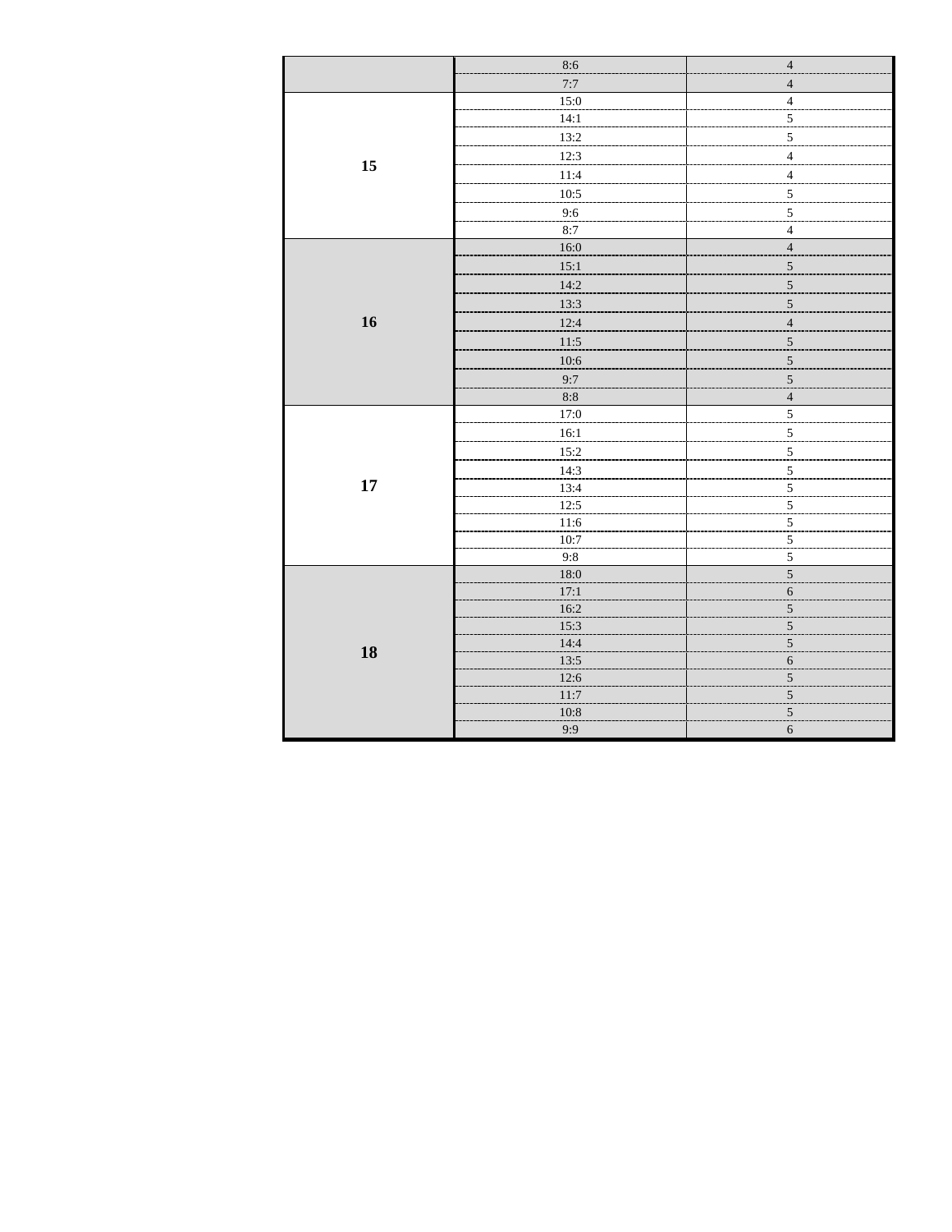| | | |
|---|---|---|
| | 8:6 | 4 |
| | 7:7 | 4 |
| **15** | 15:0 | 4 |
| | 14:1 | 5 |
| | 13:2 | 5 |
| | 12:3 | 4 |
| | 11:4 | 4 |
| | 10:5 | 5 |
| | 9:6 | 5 |
| | 8:7 | 4 |
| **16** | 16:0 | 4 |
| | 15:1 | 5 |
| | 14:2 | 5 |
| | 13:3 | 5 |
| | 12:4 | 4 |
| | 11:5 | 5 |
| | 10:6 | 5 |
| | 9:7 | 5 |
| | 8:8 | 4 |
| **17** | 17:0 | 5 |
| | 16:1 | 5 |
| | 15:2 | 5 |
| | 14:3 | 5 |
| | 13:4 | 5 |
| | 12:5 | 5 |
| | 11:6 | 5 |
| | 10:7 | 5 |
| | 9:8 | 5 |
| **18** | 18:0 | 5 |
| | 17:1 | 6 |
| | 16:2 | 5 |
| | 15:3 | 5 |
| | 14:4 | 5 |
| | 13:5 | 6 |
| | 12:6 | 5 |
| | 11:7 | 5 |
| | 10:8 | 5 |
| | 9:9 | 6 |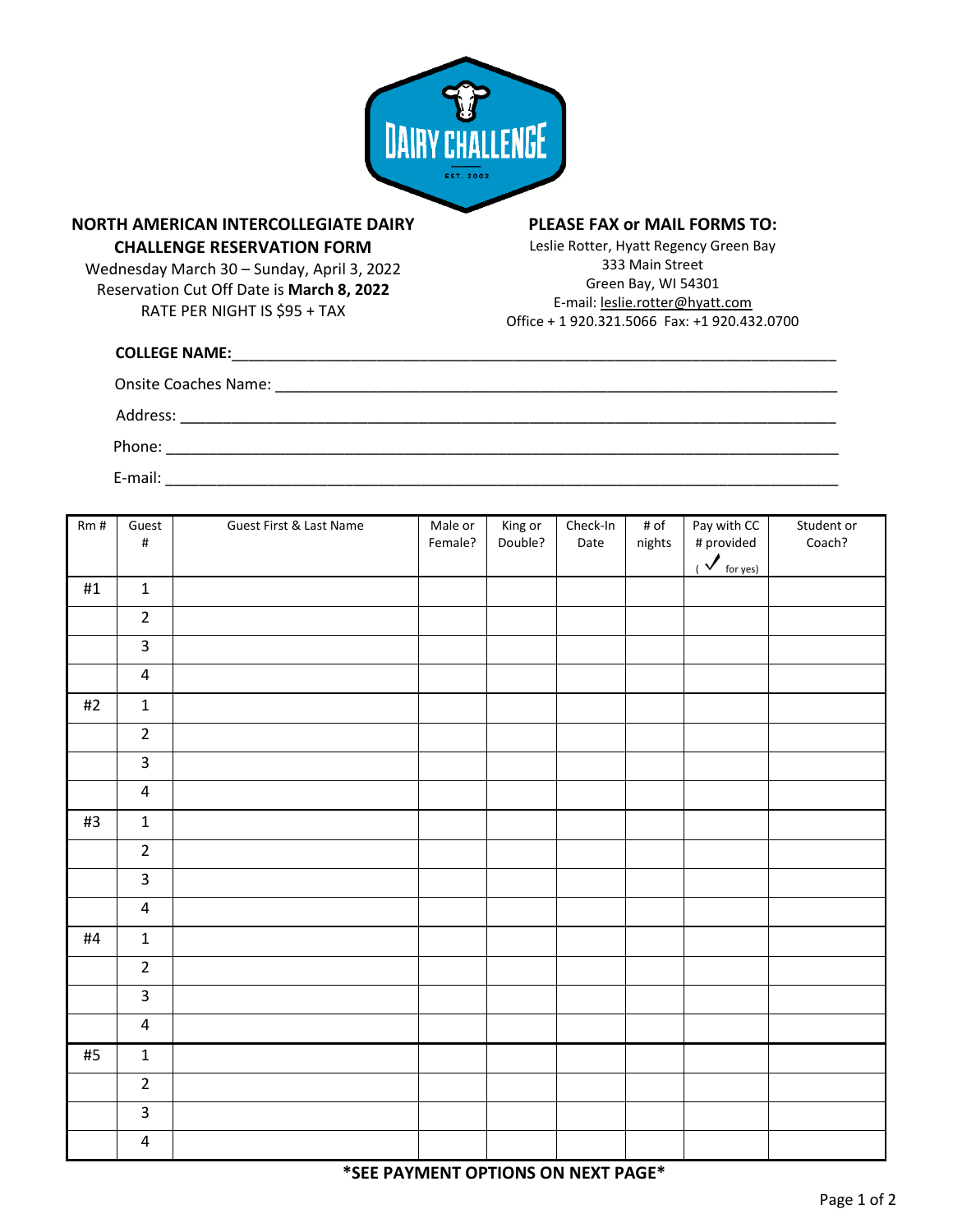DAIRY CHALLENGE

EST. 2002

## NORTH AMERICAN INTERCOLLEGIATE DAIRY CHALLENGE RESERVATION FORM

Wednesday March 30 – Sunday, April 3, 2022
Reservation Cut Off Date is **March 8, 2022**
RATE PER NIGHT IS $95 + TAX

## PLEASE FAX or MAIL FORMS TO:

Leslie Rotter, Hyatt Regency Green Bay
333 Main Street
Green Bay, WI 54301
E-mail: leslie.rotter@hyatt.com
Office + 1 920.321.5066 Fax: +1 920.432.0700

**COLLEGE NAME:**_______________________________________________

Onsite Coaches Name: _______________________________________________

Address: _______________________________________________

Phone: _______________________________________________

E-mail: _______________________________________________

| Rm # | Guest # | Guest First & Last Name | Male or Female? | King or Double? | Check-In Date | # of nights | Pay with CC # provided (✓ for yes) | Student or Coach? |
|---|---|---|---|---|---|---|---|---|
| #1 | 1 | | | | | | | |
| | 2 | | | | | | | |
| | 3 | | | | | | | |
| | 4 | | | | | | | |
| #2 | 1 | | | | | | | |
| | 2 | | | | | | | |
| | 3 | | | | | | | |
| | 4 | | | | | | | |
| #3 | 1 | | | | | | | |
| | 2 | | | | | | | |
| | 3 | | | | | | | |
| | 4 | | | | | | | |
| #4 | 1 | | | | | | | |
| | 2 | | | | | | | |
| | 3 | | | | | | | |
| | 4 | | | | | | | |
| #5 | 1 | | | | | | | |
| | 2 | | | | | | | |
| | 3 | | | | | | | |
| | 4 | | | | | | | |

**\*SEE PAYMENT OPTIONS ON NEXT PAGE\***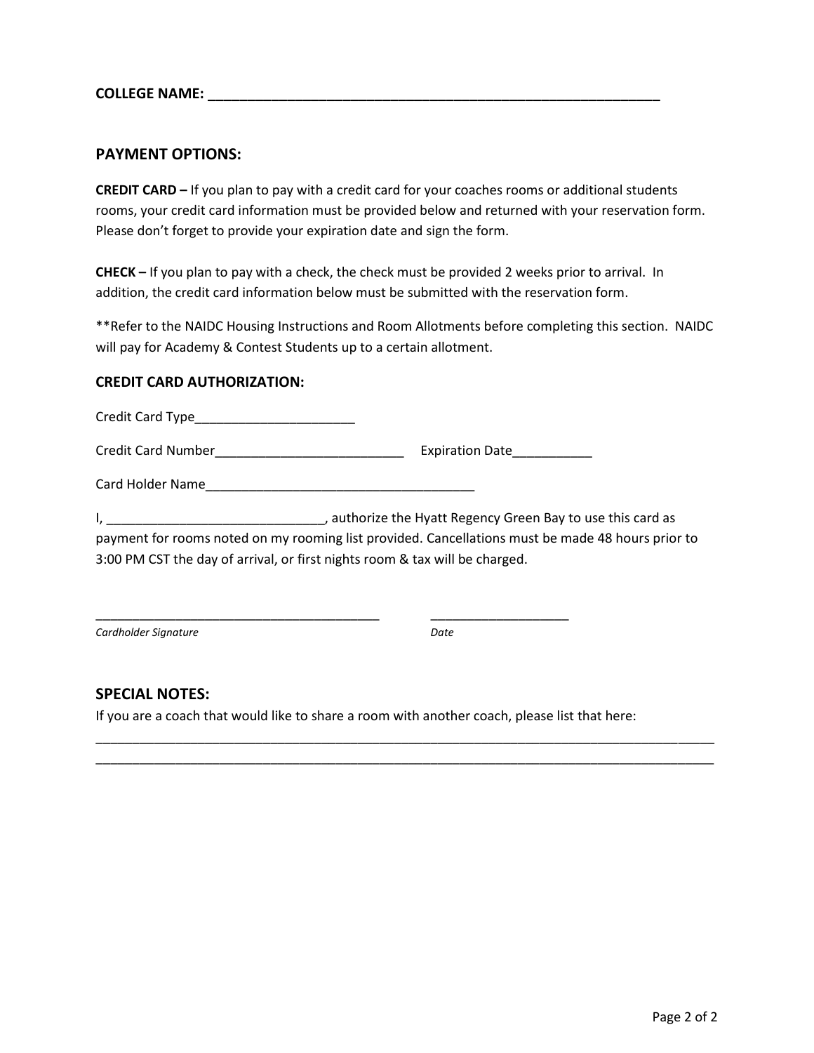**COLLEGE NAME: ___________________________________________________________**

## PAYMENT OPTIONS:

**CREDIT CARD –** If you plan to pay with a credit card for your coaches rooms or additional students rooms, your credit card information must be provided below and returned with your reservation form. Please don't forget to provide your expiration date and sign the form.

**CHECK –** If you plan to pay with a check, the check must be provided 2 weeks prior to arrival. In addition, the credit card information below must be submitted with the reservation form.

**Refer to the NAIDC Housing Instructions and Room Allotments before completing this section. NAIDC will pay for Academy & Contest Students up to a certain allotment.

### CREDIT CARD AUTHORIZATION:

Credit Card Type______________________

Credit Card Number__________________________ Expiration Date___________

Card Holder Name_____________________________________

I, ______________________________, authorize the Hyatt Regency Green Bay to use this card as payment for rooms noted on my rooming list provided. Cancellations must be made 48 hours prior to 3:00 PM CST the day of arrival, or first nights room & tax will be charged.

________________________________________ ____________________

*Cardholder Signature* *Date*

## SPECIAL NOTES:

If you are a coach that would like to share a room with another coach, please list that here:

__________________________________________________________________________________________

__________________________________________________________________________________________